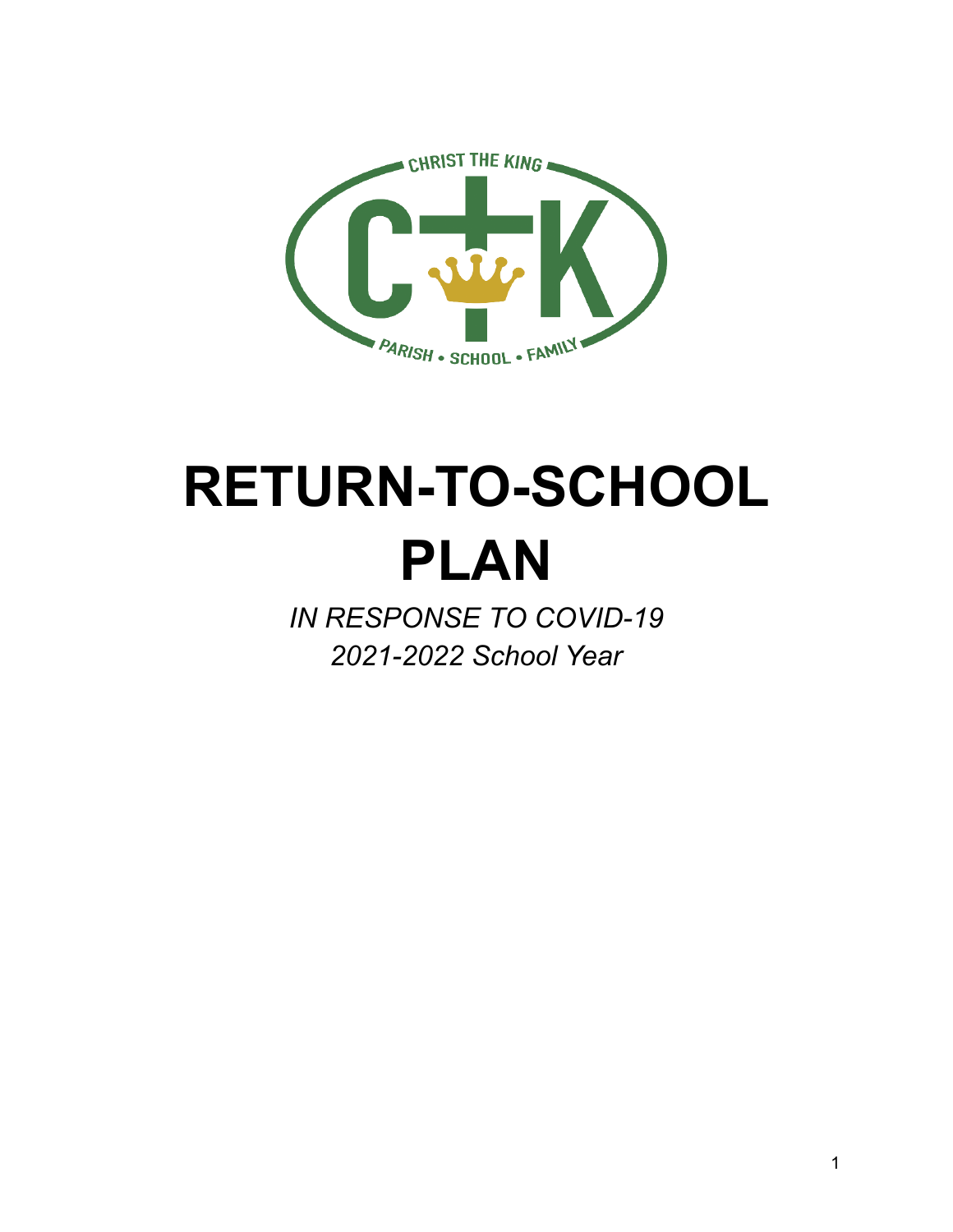# RETURN-TO-SCHOOL PLAN

*IN RESPONSE TO COVID-19*
*2021-2022 School Year*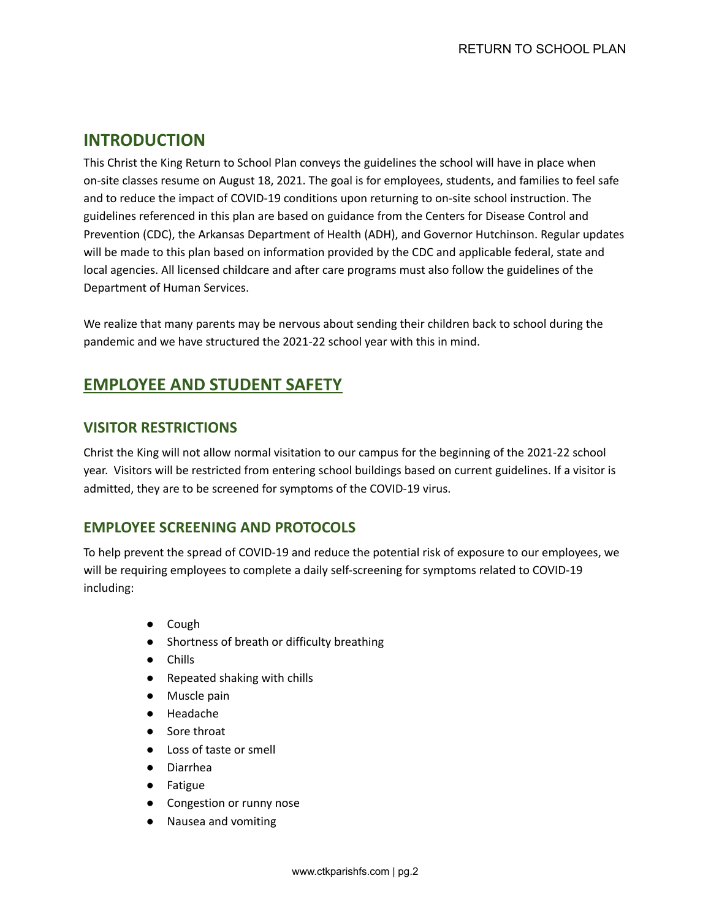## INTRODUCTION

This Christ the King Return to School Plan conveys the guidelines the school will have in place when on-site classes resume on August 18, 2021. The goal is for employees, students, and families to feel safe and to reduce the impact of COVID-19 conditions upon returning to on-site school instruction. The guidelines referenced in this plan are based on guidance from the Centers for Disease Control and Prevention (CDC), the Arkansas Department of Health (ADH), and Governor Hutchinson. Regular updates will be made to this plan based on information provided by the CDC and applicable federal, state and local agencies. All licensed childcare and after care programs must also follow the guidelines of the Department of Human Services.

We realize that many parents may be nervous about sending their children back to school during the pandemic and we have structured the 2021-22 school year with this in mind.

## EMPLOYEE AND STUDENT SAFETY

### VISITOR RESTRICTIONS

Christ the King will not allow normal visitation to our campus for the beginning of the 2021-22 school year. Visitors will be restricted from entering school buildings based on current guidelines. If a visitor is admitted, they are to be screened for symptoms of the COVID-19 virus.

### EMPLOYEE SCREENING AND PROTOCOLS

To help prevent the spread of COVID-19 and reduce the potential risk of exposure to our employees, we will be requiring employees to complete a daily self-screening for symptoms related to COVID-19 including:

- Cough
- Shortness of breath or difficulty breathing
- Chills
- Repeated shaking with chills
- Muscle pain
- Headache
- Sore throat
- Loss of taste or smell
- Diarrhea
- Fatigue
- Congestion or runny nose
- Nausea and vomiting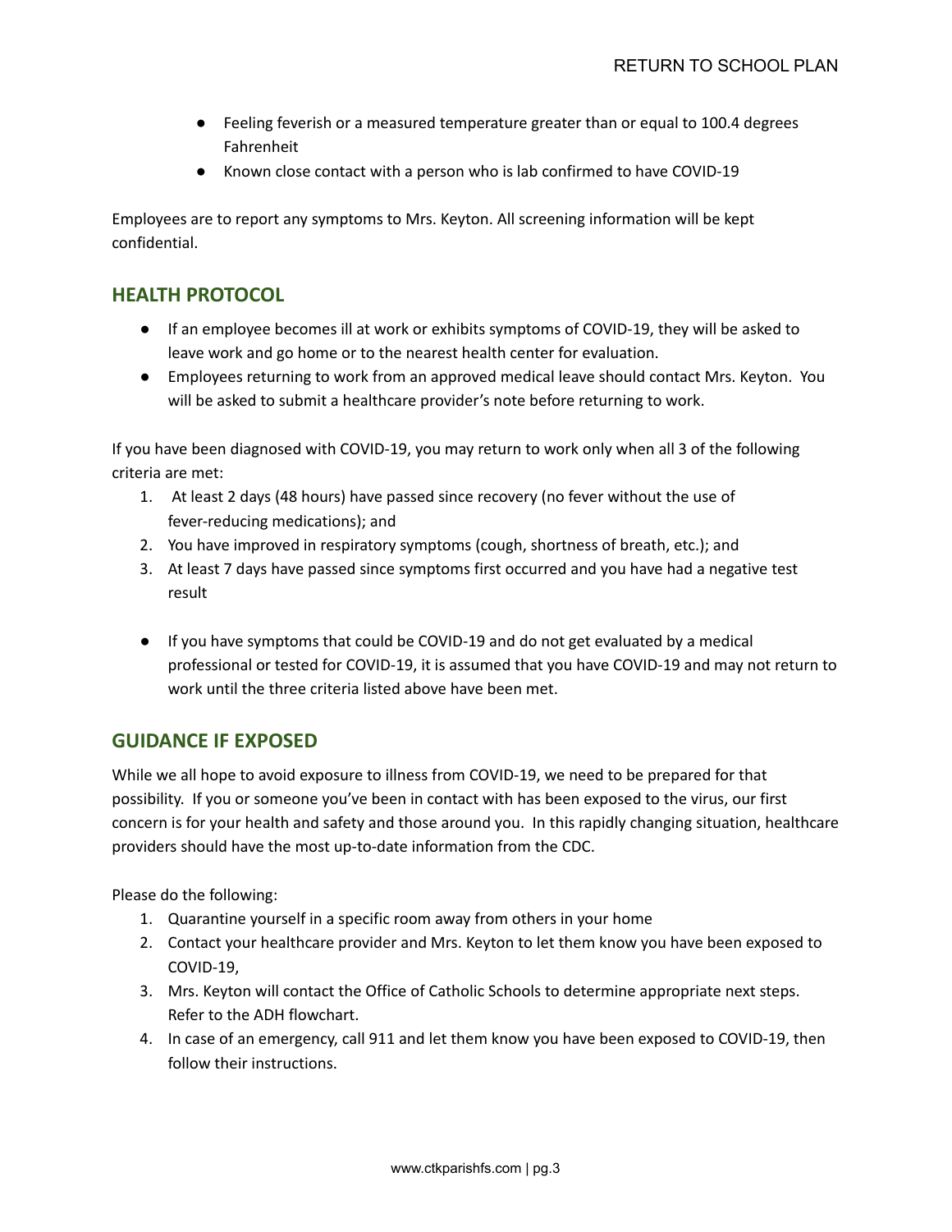- Feeling feverish or a measured temperature greater than or equal to 100.4 degrees Fahrenheit
- Known close contact with a person who is lab confirmed to have COVID-19

Employees are to report any symptoms to Mrs. Keyton. All screening information will be kept confidential.

## HEALTH PROTOCOL

- If an employee becomes ill at work or exhibits symptoms of COVID-19, they will be asked to leave work and go home or to the nearest health center for evaluation.
- Employees returning to work from an approved medical leave should contact Mrs. Keyton. You will be asked to submit a healthcare provider's note before returning to work.

If you have been diagnosed with COVID-19, you may return to work only when all 3 of the following criteria are met:

1. At least 2 days (48 hours) have passed since recovery (no fever without the use of fever-reducing medications); and
2. You have improved in respiratory symptoms (cough, shortness of breath, etc.); and
3. At least 7 days have passed since symptoms first occurred and you have had a negative test result

- If you have symptoms that could be COVID-19 and do not get evaluated by a medical professional or tested for COVID-19, it is assumed that you have COVID-19 and may not return to work until the three criteria listed above have been met.

## GUIDANCE IF EXPOSED

While we all hope to avoid exposure to illness from COVID-19, we need to be prepared for that possibility. If you or someone you've been in contact with has been exposed to the virus, our first concern is for your health and safety and those around you. In this rapidly changing situation, healthcare providers should have the most up-to-date information from the CDC.

Please do the following:

1. Quarantine yourself in a specific room away from others in your home
2. Contact your healthcare provider and Mrs. Keyton to let them know you have been exposed to COVID-19,
3. Mrs. Keyton will contact the Office of Catholic Schools to determine appropriate next steps. Refer to the ADH flowchart.
4. In case of an emergency, call 911 and let them know you have been exposed to COVID-19, then follow their instructions.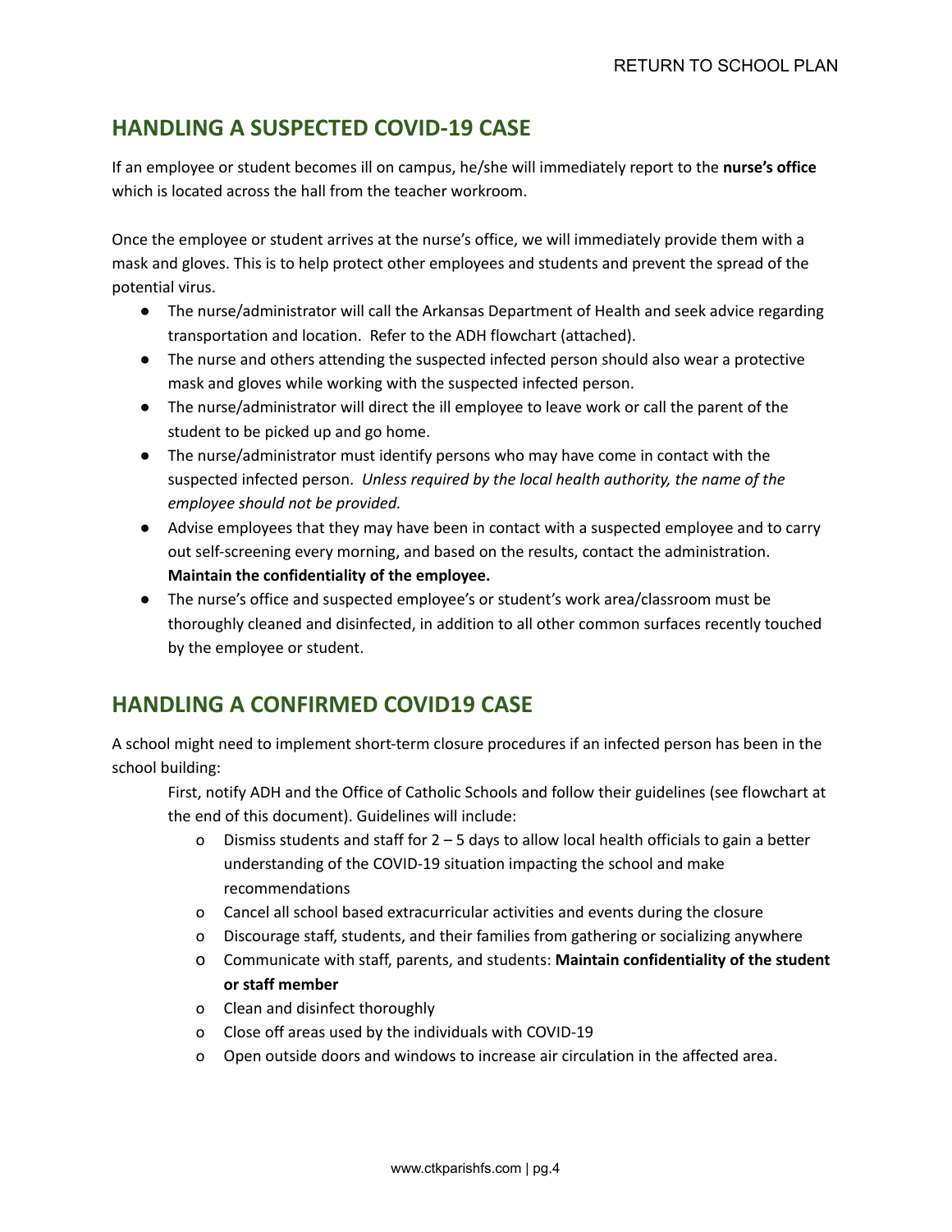## HANDLING A SUSPECTED COVID-19 CASE

If an employee or student becomes ill on campus, he/she will immediately report to the **nurse's office** which is located across the hall from the teacher workroom.

Once the employee or student arrives at the nurse's office, we will immediately provide them with a mask and gloves. This is to help protect other employees and students and prevent the spread of the potential virus.

- The nurse/administrator will call the Arkansas Department of Health and seek advice regarding transportation and location. Refer to the ADH flowchart (attached).
- The nurse and others attending the suspected infected person should also wear a protective mask and gloves while working with the suspected infected person.
- The nurse/administrator will direct the ill employee to leave work or call the parent of the student to be picked up and go home.
- The nurse/administrator must identify persons who may have come in contact with the suspected infected person. *Unless required by the local health authority, the name of the employee should not be provided.*
- Advise employees that they may have been in contact with a suspected employee and to carry out self-screening every morning, and based on the results, contact the administration. **Maintain the confidentiality of the employee.**
- The nurse's office and suspected employee's or student's work area/classroom must be thoroughly cleaned and disinfected, in addition to all other common surfaces recently touched by the employee or student.

## HANDLING A CONFIRMED COVID19 CASE

A school might need to implement short-term closure procedures if an infected person has been in the school building:

First, notify ADH and the Office of Catholic Schools and follow their guidelines (see flowchart at the end of this document). Guidelines will include:

- Dismiss students and staff for 2 – 5 days to allow local health officials to gain a better understanding of the COVID-19 situation impacting the school and make recommendations
- Cancel all school based extracurricular activities and events during the closure
- Discourage staff, students, and their families from gathering or socializing anywhere
- Communicate with staff, parents, and students: **Maintain confidentiality of the student or staff member**
- Clean and disinfect thoroughly
- Close off areas used by the individuals with COVID-19
- Open outside doors and windows to increase air circulation in the affected area.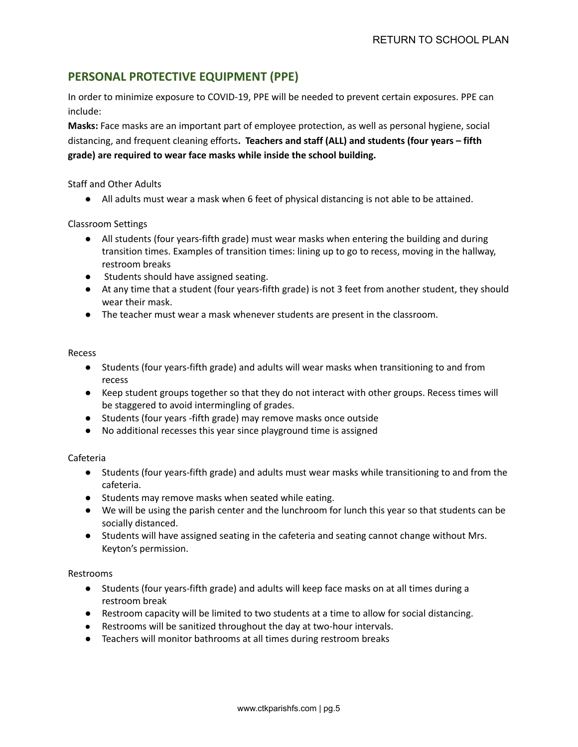## PERSONAL PROTECTIVE EQUIPMENT (PPE)

In order to minimize exposure to COVID-19, PPE will be needed to prevent certain exposures. PPE can include:

**Masks:** Face masks are an important part of employee protection, as well as personal hygiene, social distancing, and frequent cleaning efforts**. Teachers and staff (ALL) and students (four years – fifth grade) are required to wear face masks while inside the school building.**

Staff and Other Adults

- All adults must wear a mask when 6 feet of physical distancing is not able to be attained.

Classroom Settings

- All students (four years-fifth grade) must wear masks when entering the building and during transition times. Examples of transition times: lining up to go to recess, moving in the hallway, restroom breaks
- Students should have assigned seating.
- At any time that a student (four years-fifth grade) is not 3 feet from another student, they should wear their mask.
- The teacher must wear a mask whenever students are present in the classroom.

Recess

- Students (four years-fifth grade) and adults will wear masks when transitioning to and from recess
- Keep student groups together so that they do not interact with other groups. Recess times will be staggered to avoid intermingling of grades.
- Students (four years -fifth grade) may remove masks once outside
- No additional recesses this year since playground time is assigned

Cafeteria

- Students (four years-fifth grade) and adults must wear masks while transitioning to and from the cafeteria.
- Students may remove masks when seated while eating.
- We will be using the parish center and the lunchroom for lunch this year so that students can be socially distanced.
- Students will have assigned seating in the cafeteria and seating cannot change without Mrs. Keyton's permission.

Restrooms

- Students (four years-fifth grade) and adults will keep face masks on at all times during a restroom break
- Restroom capacity will be limited to two students at a time to allow for social distancing.
- Restrooms will be sanitized throughout the day at two-hour intervals.
- Teachers will monitor bathrooms at all times during restroom breaks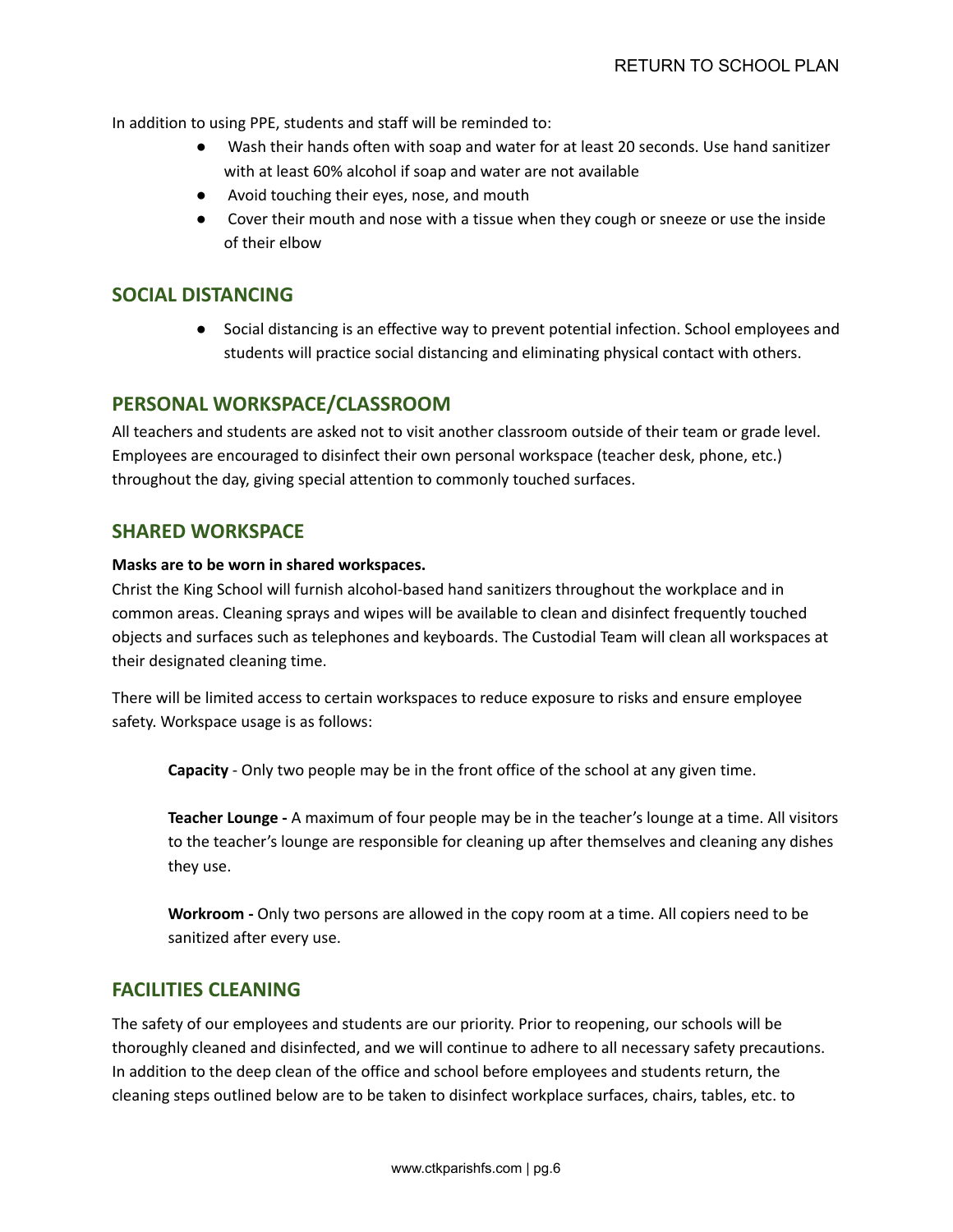In addition to using PPE, students and staff will be reminded to:

- Wash their hands often with soap and water for at least 20 seconds. Use hand sanitizer with at least 60% alcohol if soap and water are not available
- Avoid touching their eyes, nose, and mouth
- Cover their mouth and nose with a tissue when they cough or sneeze or use the inside of their elbow

## SOCIAL DISTANCING

- Social distancing is an effective way to prevent potential infection. School employees and students will practice social distancing and eliminating physical contact with others.

## PERSONAL WORKSPACE/CLASSROOM

All teachers and students are asked not to visit another classroom outside of their team or grade level. Employees are encouraged to disinfect their own personal workspace (teacher desk, phone, etc.) throughout the day, giving special attention to commonly touched surfaces.

## SHARED WORKSPACE

**Masks are to be worn in shared workspaces.**

Christ the King School will furnish alcohol-based hand sanitizers throughout the workplace and in common areas. Cleaning sprays and wipes will be available to clean and disinfect frequently touched objects and surfaces such as telephones and keyboards. The Custodial Team will clean all workspaces at their designated cleaning time.

There will be limited access to certain workspaces to reduce exposure to risks and ensure employee safety. Workspace usage is as follows:

**Capacity** - Only two people may be in the front office of the school at any given time.

**Teacher Lounge -** A maximum of four people may be in the teacher's lounge at a time. All visitors to the teacher's lounge are responsible for cleaning up after themselves and cleaning any dishes they use.

**Workroom -** Only two persons are allowed in the copy room at a time. All copiers need to be sanitized after every use.

## FACILITIES CLEANING

The safety of our employees and students are our priority. Prior to reopening, our schools will be thoroughly cleaned and disinfected, and we will continue to adhere to all necessary safety precautions. In addition to the deep clean of the office and school before employees and students return, the cleaning steps outlined below are to be taken to disinfect workplace surfaces, chairs, tables, etc. to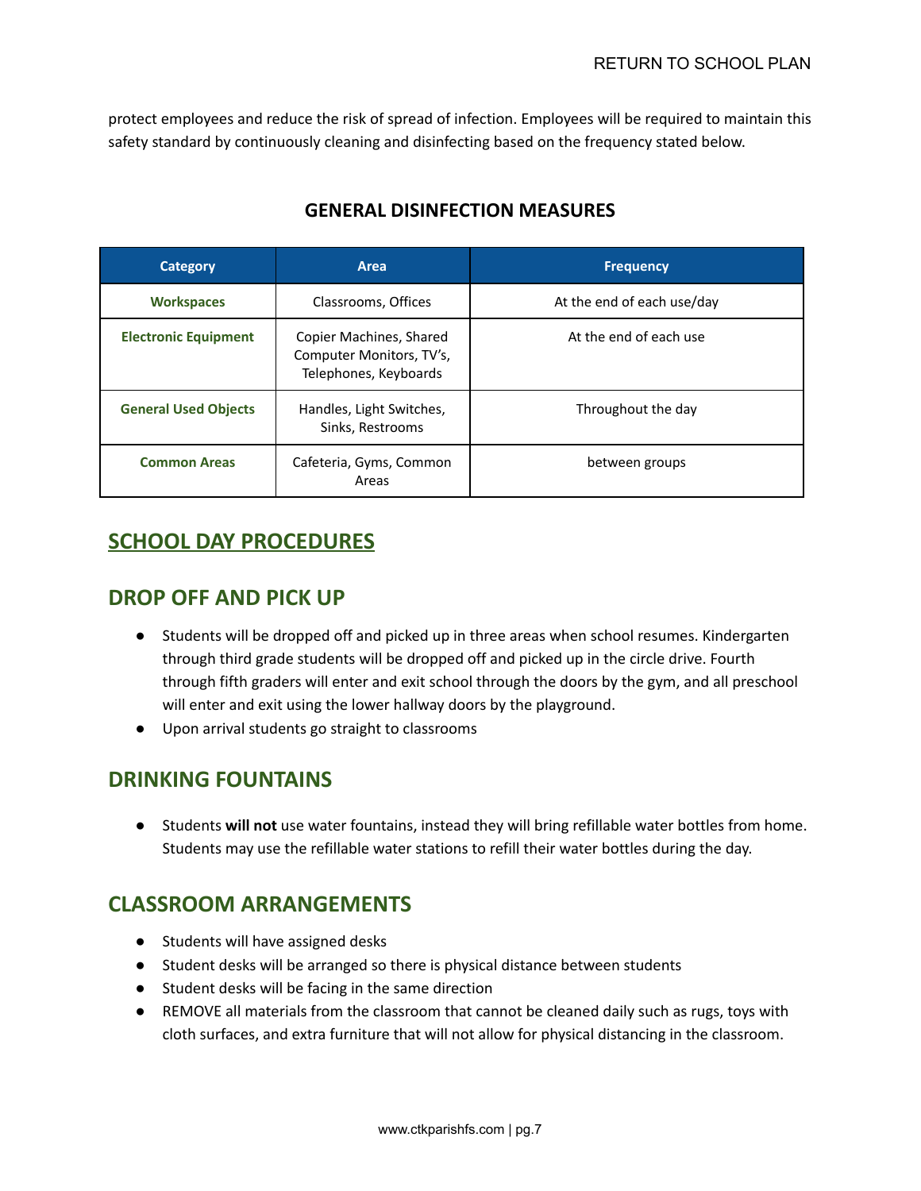protect employees and reduce the risk of spread of infection. Employees will be required to maintain this safety standard by continuously cleaning and disinfecting based on the frequency stated below.

### GENERAL DISINFECTION MEASURES

| Category | Area | Frequency |
| --- | --- | --- |
| **Workspaces** | Classrooms, Offices | At the end of each use/day |
| **Electronic Equipment** | Copier Machines, Shared Computer Monitors, TV's, Telephones, Keyboards | At the end of each use |
| **General Used Objects** | Handles, Light Switches, Sinks, Restrooms | Throughout the day |
| **Common Areas** | Cafeteria, Gyms, Common Areas | between groups |

## SCHOOL DAY PROCEDURES

### DROP OFF AND PICK UP

- Students will be dropped off and picked up in three areas when school resumes. Kindergarten through third grade students will be dropped off and picked up in the circle drive. Fourth through fifth graders will enter and exit school through the doors by the gym, and all preschool will enter and exit using the lower hallway doors by the playground.
- Upon arrival students go straight to classrooms

### DRINKING FOUNTAINS

- Students **will not** use water fountains, instead they will bring refillable water bottles from home. Students may use the refillable water stations to refill their water bottles during the day.

### CLASSROOM ARRANGEMENTS

- Students will have assigned desks
- Student desks will be arranged so there is physical distance between students
- Student desks will be facing in the same direction
- REMOVE all materials from the classroom that cannot be cleaned daily such as rugs, toys with cloth surfaces, and extra furniture that will not allow for physical distancing in the classroom.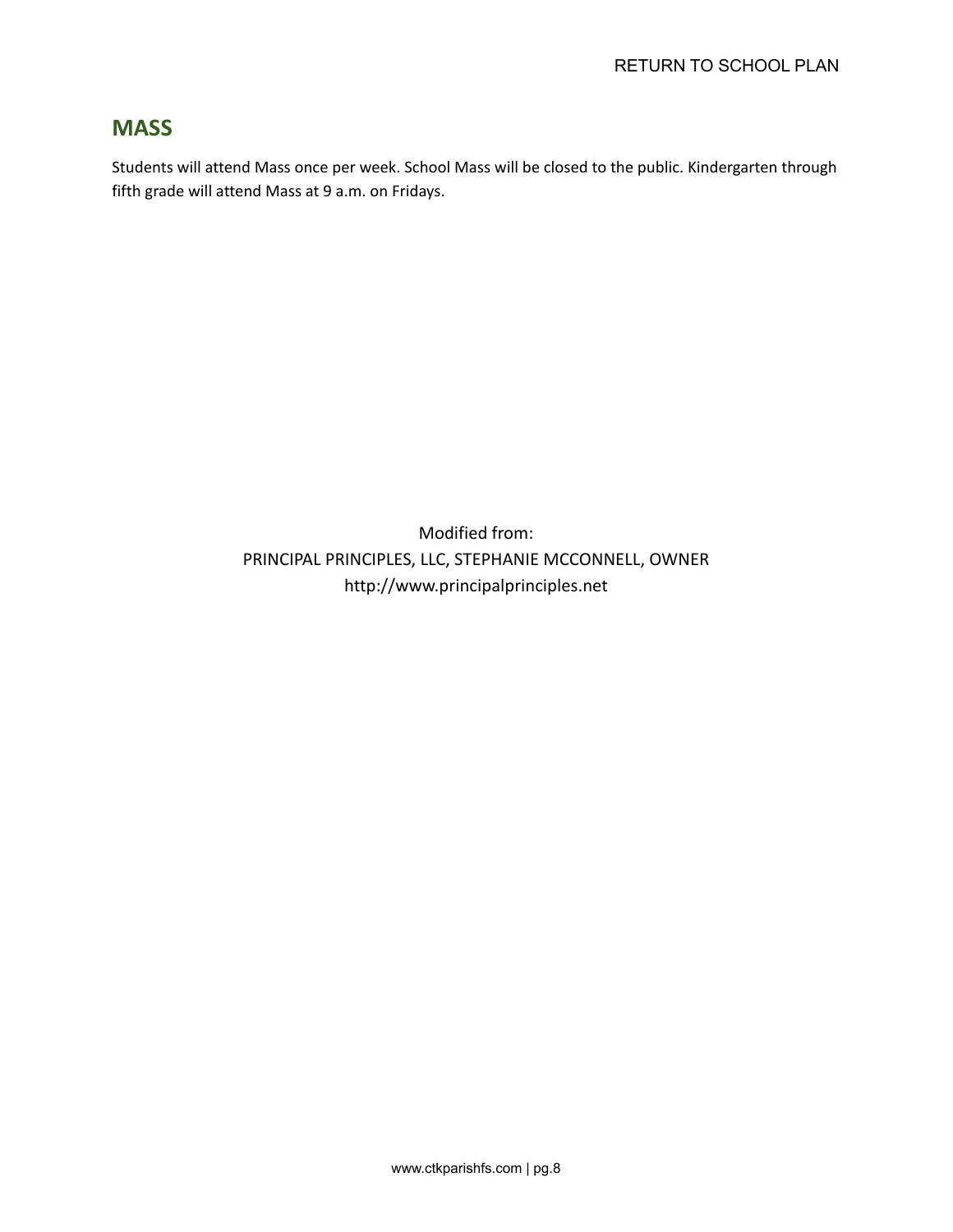## MASS

Students will attend Mass once per week. School Mass will be closed to the public. Kindergarten through fifth grade will attend Mass at 9 a.m. on Fridays.

Modified from:
PRINCIPAL PRINCIPLES, LLC, STEPHANIE MCCONNELL, OWNER
http://www.principalprinciples.net